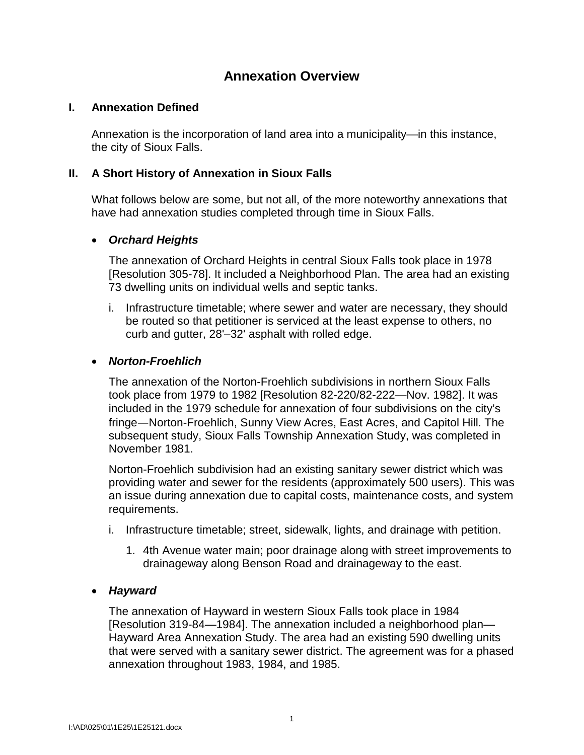# Annexation Overview

## I. Annexation Defined

Annexation is the incorporation of land area into a municipality—in this instance, the city of Sioux Falls.

## II. A Short History of Annexation in Sioux Falls

What follows below are some, but not all, of the more noteworthy annexations that have had annexation studies completed through time in Sioux Falls.

- ***Orchard Heights***

  The annexation of Orchard Heights in central Sioux Falls took place in 1978 [Resolution 305-78]. It included a Neighborhood Plan. The area had an existing 73 dwelling units on individual wells and septic tanks.

  i. Infrastructure timetable; where sewer and water are necessary, they should be routed so that petitioner is serviced at the least expense to others, no curb and gutter, 28'–32' asphalt with rolled edge.

- ***Norton-Froehlich***

  The annexation of the Norton-Froehlich subdivisions in northern Sioux Falls took place from 1979 to 1982 [Resolution 82-220/82-222—Nov. 1982]. It was included in the 1979 schedule for annexation of four subdivisions on the city's fringe—Norton-Froehlich, Sunny View Acres, East Acres, and Capitol Hill. The subsequent study, Sioux Falls Township Annexation Study, was completed in November 1981.

  Norton-Froehlich subdivision had an existing sanitary sewer district which was providing water and sewer for the residents (approximately 500 users). This was an issue during annexation due to capital costs, maintenance costs, and system requirements.

  i. Infrastructure timetable; street, sidewalk, lights, and drainage with petition.

     1. 4th Avenue water main; poor drainage along with street improvements to drainageway along Benson Road and drainageway to the east.

- ***Hayward***

  The annexation of Hayward in western Sioux Falls took place in 1984 [Resolution 319-84—1984]. The annexation included a neighborhood plan—Hayward Area Annexation Study. The area had an existing 590 dwelling units that were served with a sanitary sewer district. The agreement was for a phased annexation throughout 1983, 1984, and 1985.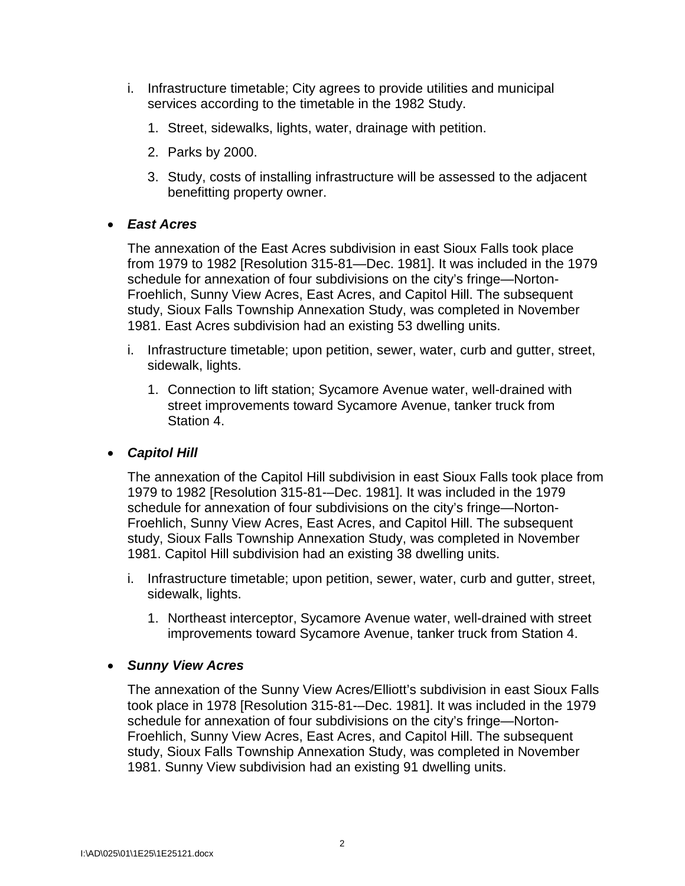i. Infrastructure timetable; City agrees to provide utilities and municipal services according to the timetable in the 1982 Study.

    1. Street, sidewalks, lights, water, drainage with petition.

    2. Parks by 2000.

    3. Study, costs of installing infrastructure will be assessed to the adjacent benefitting property owner.

- ***East Acres***

  The annexation of the East Acres subdivision in east Sioux Falls took place from 1979 to 1982 [Resolution 315-81—Dec. 1981]. It was included in the 1979 schedule for annexation of four subdivisions on the city's fringe—Norton-Froehlich, Sunny View Acres, East Acres, and Capitol Hill. The subsequent study, Sioux Falls Township Annexation Study, was completed in November 1981. East Acres subdivision had an existing 53 dwelling units.

  i. Infrastructure timetable; upon petition, sewer, water, curb and gutter, street, sidewalk, lights.

     1. Connection to lift station; Sycamore Avenue water, well-drained with street improvements toward Sycamore Avenue, tanker truck from Station 4.

- ***Capitol Hill***

  The annexation of the Capitol Hill subdivision in east Sioux Falls took place from 1979 to 1982 [Resolution 315-81-–Dec. 1981]. It was included in the 1979 schedule for annexation of four subdivisions on the city's fringe—Norton-Froehlich, Sunny View Acres, East Acres, and Capitol Hill. The subsequent study, Sioux Falls Township Annexation Study, was completed in November 1981. Capitol Hill subdivision had an existing 38 dwelling units.

  i. Infrastructure timetable; upon petition, sewer, water, curb and gutter, street, sidewalk, lights.

     1. Northeast interceptor, Sycamore Avenue water, well-drained with street improvements toward Sycamore Avenue, tanker truck from Station 4.

- ***Sunny View Acres***

  The annexation of the Sunny View Acres/Elliott's subdivision in east Sioux Falls took place in 1978 [Resolution 315-81-–Dec. 1981]. It was included in the 1979 schedule for annexation of four subdivisions on the city's fringe—Norton-Froehlich, Sunny View Acres, East Acres, and Capitol Hill. The subsequent study, Sioux Falls Township Annexation Study, was completed in November 1981. Sunny View subdivision had an existing 91 dwelling units.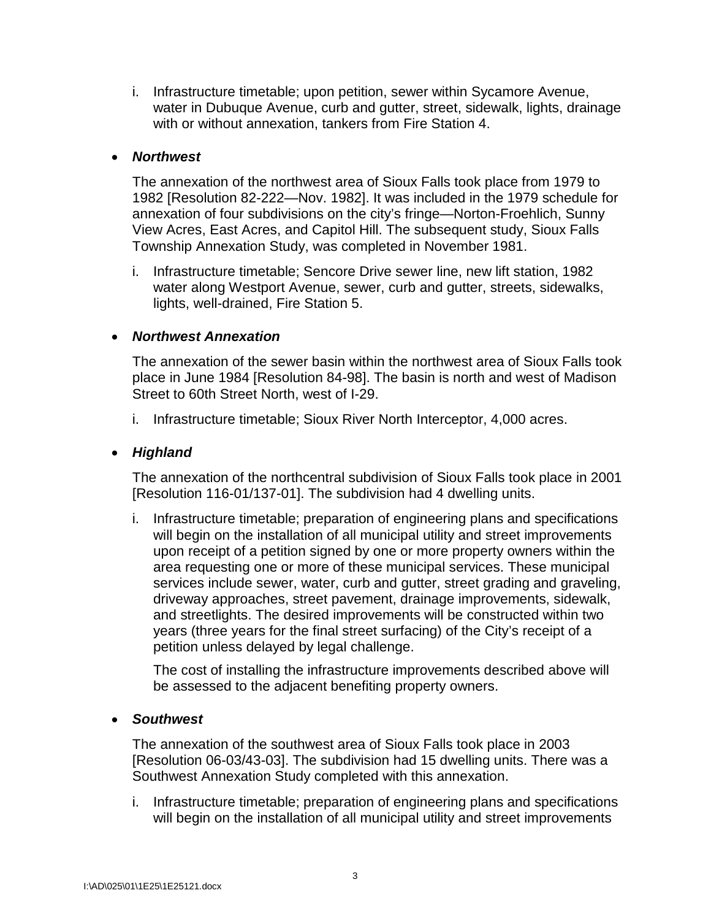i. Infrastructure timetable; upon petition, sewer within Sycamore Avenue, water in Dubuque Avenue, curb and gutter, street, sidewalk, lights, drainage with or without annexation, tankers from Fire Station 4.

- ***Northwest***

  The annexation of the northwest area of Sioux Falls took place from 1979 to 1982 [Resolution 82-222—Nov. 1982]. It was included in the 1979 schedule for annexation of four subdivisions on the city's fringe—Norton-Froehlich, Sunny View Acres, East Acres, and Capitol Hill. The subsequent study, Sioux Falls Township Annexation Study, was completed in November 1981.

  i. Infrastructure timetable; Sencore Drive sewer line, new lift station, 1982 water along Westport Avenue, sewer, curb and gutter, streets, sidewalks, lights, well-drained, Fire Station 5.

- ***Northwest Annexation***

  The annexation of the sewer basin within the northwest area of Sioux Falls took place in June 1984 [Resolution 84-98]. The basin is north and west of Madison Street to 60th Street North, west of I-29.

  i. Infrastructure timetable; Sioux River North Interceptor, 4,000 acres.

- ***Highland***

  The annexation of the northcentral subdivision of Sioux Falls took place in 2001 [Resolution 116-01/137-01]. The subdivision had 4 dwelling units.

  i. Infrastructure timetable; preparation of engineering plans and specifications will begin on the installation of all municipal utility and street improvements upon receipt of a petition signed by one or more property owners within the area requesting one or more of these municipal services. These municipal services include sewer, water, curb and gutter, street grading and graveling, driveway approaches, street pavement, drainage improvements, sidewalk, and streetlights. The desired improvements will be constructed within two years (three years for the final street surfacing) of the City's receipt of a petition unless delayed by legal challenge.

     The cost of installing the infrastructure improvements described above will be assessed to the adjacent benefiting property owners.

- ***Southwest***

  The annexation of the southwest area of Sioux Falls took place in 2003 [Resolution 06-03/43-03]. The subdivision had 15 dwelling units. There was a Southwest Annexation Study completed with this annexation.

  i. Infrastructure timetable; preparation of engineering plans and specifications will begin on the installation of all municipal utility and street improvements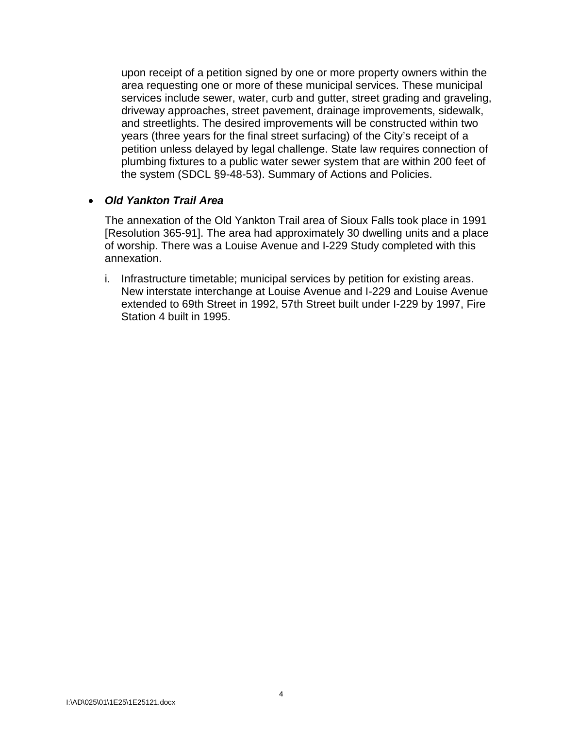upon receipt of a petition signed by one or more property owners within the area requesting one or more of these municipal services. These municipal services include sewer, water, curb and gutter, street grading and graveling, driveway approaches, street pavement, drainage improvements, sidewalk, and streetlights. The desired improvements will be constructed within two years (three years for the final street surfacing) of the City's receipt of a petition unless delayed by legal challenge. State law requires connection of plumbing fixtures to a public water sewer system that are within 200 feet of the system (SDCL §9-48-53). Summary of Actions and Policies.

- ***Old Yankton Trail Area***

  The annexation of the Old Yankton Trail area of Sioux Falls took place in 1991 [Resolution 365-91]. The area had approximately 30 dwelling units and a place of worship. There was a Louise Avenue and I-229 Study completed with this annexation.

  i. Infrastructure timetable; municipal services by petition for existing areas. New interstate interchange at Louise Avenue and I-229 and Louise Avenue extended to 69th Street in 1992, 57th Street built under I-229 by 1997, Fire Station 4 built in 1995.

I:\AD\025\01\1E25\1E25121.docx